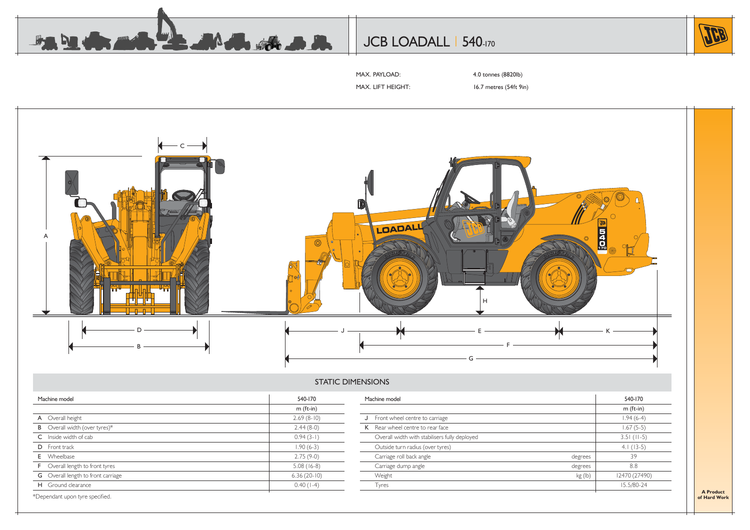# JCB LOADALL | 540-170

MAX. PAYLOAD: 4.0 tonnes (8820lb)

MAX. LIFT HEIGHT: 16.7 metres (54ft 9in)

## STATIC DIMENSIONS

| Machine model | 540-170 |
|---|---|
| | m (ft-in) |
| A Overall height | 2.69 (8-10) |
| B Overall width (over tyres)* | 2.44 (8-0) |
| C Inside width of cab | 0.94 (3-1) |
| D Front track | 1.90 (6-3) |
| E Wheelbase | 2.75 (9-0) |
| F Overall length to front tyres | 5.08 (16-8) |
| G Overall length to front carriage | 6.36 (20-10) |
| H Ground clearance | 0.40 (1-4) |

*Dependant upon tyre specified.

| Machine model | | 540-170 |
|---|---|---|
| | | m (ft-in) |
| J Front wheel centre to carriage | | 1.94 (6-4) |
| K Rear wheel centre to rear face | | 1.67 (5-5) |
| Overall width with stabilisers fully deployed | | 3.51 (11-5) |
| Outside turn radius (over tyres) | | 4.1 (13-5) |
| Carriage roll back angle | degrees | 39 |
| Carriage dump angle | degrees | 8.8 |
| Weight | kg (lb) | 12470 (27490) |
| Tyres | | 15.5/80-24 |

A Product of Hard Work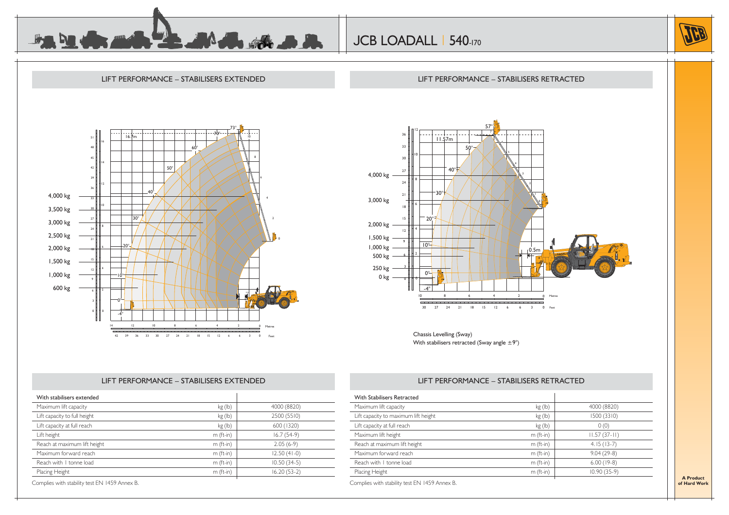# JCB LOADALL | 540-170

## LIFT PERFORMANCE – STABILISERS EXTENDED

## LIFT PERFORMANCE – STABILISERS RETRACTED

Chassis Levelling (Sway)
With stabilisers retracted (Sway angle ±9°)

## LIFT PERFORMANCE – STABILISERS EXTENDED

| With stabilisers extended | | |
|---|---|---|
| Maximum lift capacity | kg (lb) | 4000 (8820) |
| Lift capacity to full height | kg (lb) | 2500 (5510) |
| Lift capacity at full reach | kg (lb) | 600 (1320) |
| Lift height | m (ft-in) | 16.7 (54-9) |
| Reach at maximum lift height | m (ft-in) | 2.05 (6-9) |
| Maximum forward reach | m (ft-in) | 12.50 (41-0) |
| Reach with 1 tonne load | m (ft-in) | 10.50 (34-5) |
| Placing Height | m (ft-in) | 16.20 (53-2) |

Complies with stability test EN 1459 Annex B.

## LIFT PERFORMANCE – STABILISERS RETRACTED

| With Stabilisers Retracted | | |
|---|---|---|
| Maximum lift capacity | kg (lb) | 4000 (8820) |
| Lift capacity to maximum lift height | kg (lb) | 1500 (3310) |
| Lift capacity at full reach | kg (lb) | 0 (0) |
| Maximum lift height | m (ft-in) | 11.57 (37-11) |
| Reach at maximum lift height | m (ft-in) | 4.15 (13-7) |
| Maximum forward reach | m (ft-in) | 9.04 (29-8) |
| Reach with 1 tonne load | m (ft-in) | 6.00 (19-8) |
| Placing Height | m (ft-in) | 10.90 (35-9) |

Complies with stability test EN 1459 Annex B.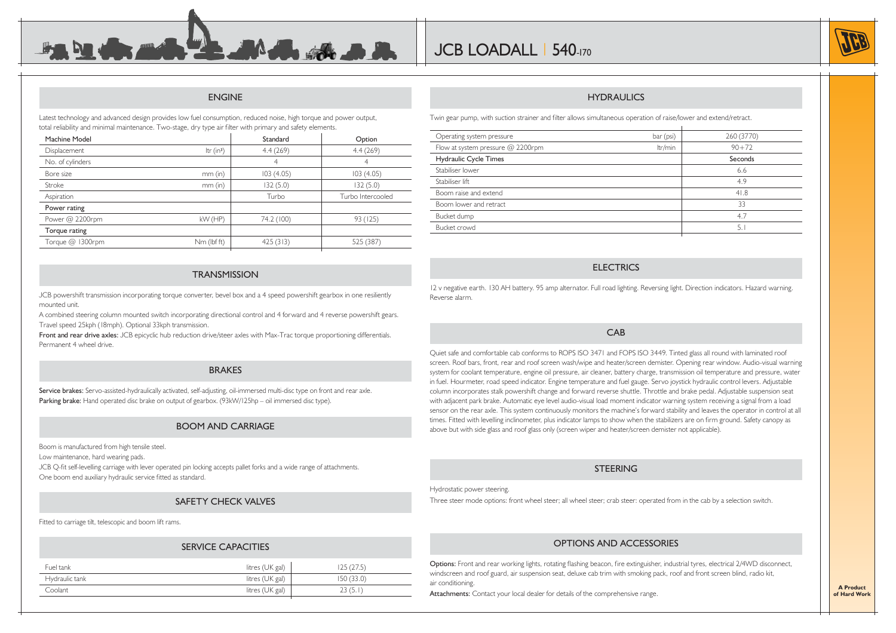# JCB LOADALL | 540-170

## ENGINE

Latest technology and advanced design provides low fuel consumption, reduced noise, high torque and power output, total reliability and minimal maintenance. Two-stage, dry type air filter with primary and safety elements.

| Machine Model | | Standard | Option |
|---|---|---|---|
| Displacement | ltr (in³) | 4.4 (269) | 4.4 (269) |
| No. of cylinders | | 4 | 4 |
| Bore size | mm (in) | 103 (4.05) | 103 (4.05) |
| Stroke | mm (in) | 132 (5.0) | 132 (5.0) |
| Aspiration | | Turbo | Turbo Intercooled |
| **Power rating** | | | |
| Power @ 2200rpm | kW (HP) | 74.2 (100) | 93 (125) |
| **Torque rating** | | | |
| Torque @ 1300rpm | Nm (lbf ft) | 425 (313) | 525 (387) |

## TRANSMISSION

JCB powershift transmission incorporating torque converter, bevel box and a 4 speed powershift gearbox in one resiliently mounted unit.

A combined steering column mounted switch incorporating directional control and 4 forward and 4 reverse powershift gears. Travel speed 25kph (18mph). Optional 33kph transmission.

**Front and rear drive axles:** JCB epicyclic hub reduction drive/steer axles with Max-Trac torque proportioning differentials. Permanent 4 wheel drive.

## BRAKES

**Service brakes:** Servo-assisted-hydraulically activated, self-adjusting, oil-immersed multi-disc type on front and rear axle.

**Parking brake:** Hand operated disc brake on output of gearbox. (93kW/125hp – oil immersed disc type).

## BOOM AND CARRIAGE

Boom is manufactured from high tensile steel.

Low maintenance, hard wearing pads.

JCB Q-fit self-levelling carriage with lever operated pin locking accepts pallet forks and a wide range of attachments.

One boom end auxiliary hydraulic service fitted as standard.

## SAFETY CHECK VALVES

Fitted to carriage tilt, telescopic and boom lift rams.

## SERVICE CAPACITIES

| | | |
|---|---|---|
| Fuel tank | litres (UK gal) | 125 (27.5) |
| Hydraulic tank | litres (UK gal) | 150 (33.0) |
| Coolant | litres (UK gal) | 23 (5.1) |

## HYDRAULICS

Twin gear pump, with suction strainer and filter allows simultaneous operation of raise/lower and extend/retract.

| | | |
|---|---|---|
| Operating system pressure | bar (psi) | 260 (3770) |
| Flow at system pressure @ 2200rpm | ltr/min | 90+72 |
| **Hydraulic Cycle Times** | | **Seconds** |
| Stabiliser lower | | 6.6 |
| Stabiliser lift | | 4.9 |
| Boom raise and extend | | 41.8 |
| Boom lower and retract | | 33 |
| Bucket dump | | 4.7 |
| Bucket crowd | | 5.1 |

## ELECTRICS

12 v negative earth. 130 AH battery. 95 amp alternator. Full road lighting. Reversing light. Direction indicators. Hazard warning. Reverse alarm.

## CAB

Quiet safe and comfortable cab conforms to ROPS ISO 3471 and FOPS ISO 3449. Tinted glass all round with laminated roof screen. Roof bars, front, rear and roof screen wash/wipe and heater/screen demister. Opening rear window. Audio-visual warning system for coolant temperature, engine oil pressure, air cleaner, battery charge, transmission oil temperature and pressure, water in fuel. Hourmeter, road speed indicator. Engine temperature and fuel gauge. Servo joystick hydraulic control levers. Adjustable column incorporates stalk powershift change and forward reverse shuttle. Throttle and brake pedal. Adjustable suspension seat with adjacent park brake. Automatic eye level audio-visual load moment indicator warning system receiving a signal from a load sensor on the rear axle. This system continuously monitors the machine's forward stability and leaves the operator in control at all times. Fitted with levelling inclinometer, plus indicator lamps to show when the stabilizers are on firm ground. Safety canopy as above but with side glass and roof glass only (screen wiper and heater/screen demister not applicable).

## STEERING

Hydrostatic power steering.

Three steer mode options: front wheel steer; all wheel steer; crab steer: operated from in the cab by a selection switch.

## OPTIONS AND ACCESSORIES

**Options:** Front and rear working lights, rotating flashing beacon, fire extinguisher, industrial tyres, electrical 2/4WD disconnect, windscreen and roof guard, air suspension seat, deluxe cab trim with smoking pack, roof and front screen blind, radio kit, air conditioning.

**Attachments:** Contact your local dealer for details of the comprehensive range.

A Product of Hard Work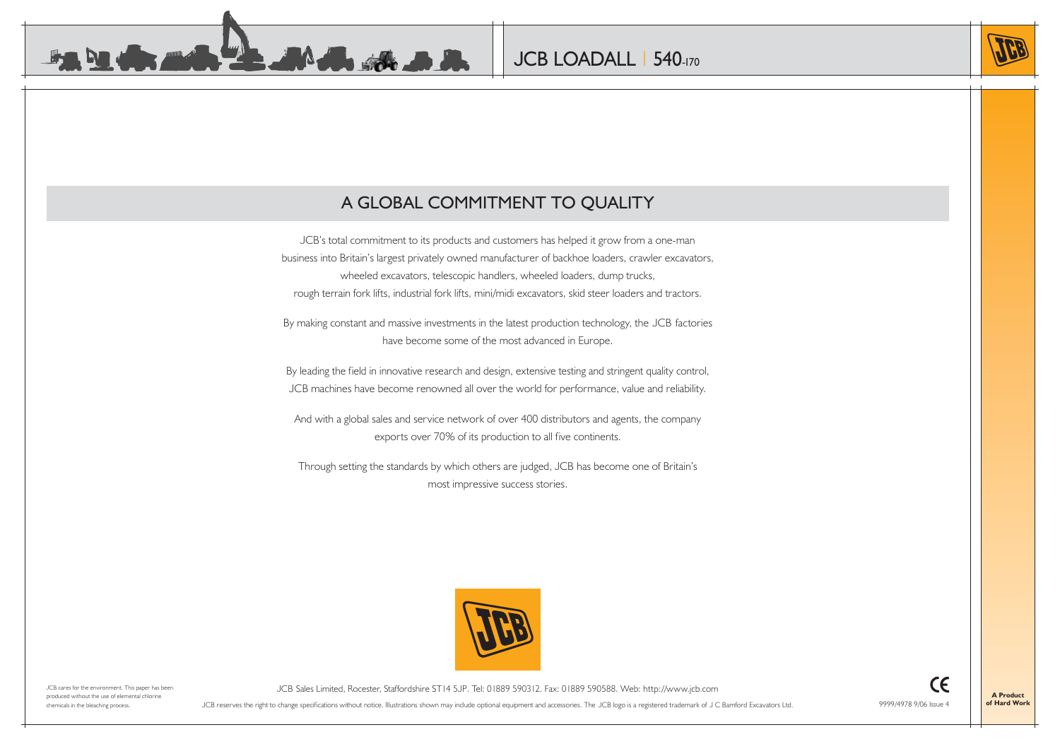## A GLOBAL COMMITMENT TO QUALITY

JCB's total commitment to its products and customers has helped it grow from a one-man business into Britain's largest privately owned manufacturer of backhoe loaders, crawler excavators, wheeled excavators, telescopic handlers, wheeled loaders, dump trucks, rough terrain fork lifts, industrial fork lifts, mini/midi excavators, skid steer loaders and tractors.

By making constant and massive investments in the latest production technology, the JCB factories have become some of the most advanced in Europe.

By leading the field in innovative research and design, extensive testing and stringent quality control, JCB machines have become renowned all over the world for performance, value and reliability.

And with a global sales and service network of over 400 distributors and agents, the company exports over 70% of its production to all five continents.

Through setting the standards by which others are judged, JCB has become one of Britain's most impressive success stories.

JCB cares for the environment. This paper has been produced without the use of elemental chlorine chemicals in the bleaching process.

JCB Sales Limited, Rocester, Staffordshire ST14 5JP. Tel: 01889 590312. Fax: 01889 590588. Web: http://www.jcb.com

JCB reserves the right to change specifications without notice. Illustrations shown may include optional equipment and accessories. The JCB logo is a registered trademark of J C Bamford Excavators Ltd.

9999/4978 9/06 Issue 4

**A Product of Hard Work**